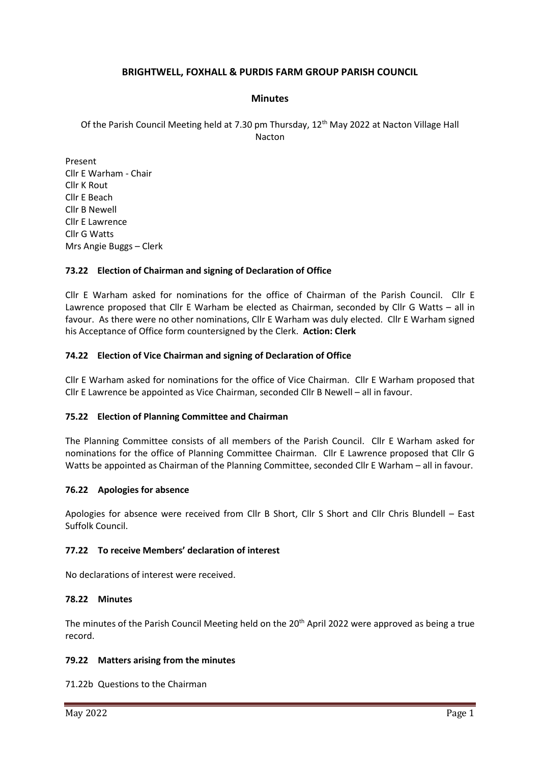# BRIGHTWELL, FOXHALL & PURDIS FARM GROUP PARISH COUNCIL

## Minutes

Of the Parish Council Meeting held at 7.30 pm Thursday, 12th May 2022 at Nacton Village Hall Nacton

Present
Cllr E Warham - Chair
Cllr K Rout
Cllr E Beach
Cllr B Newell
Cllr E Lawrence
Cllr G Watts
Mrs Angie Buggs – Clerk

### 73.22 Election of Chairman and signing of Declaration of Office

Cllr E Warham asked for nominations for the office of Chairman of the Parish Council. Cllr E Lawrence proposed that Cllr E Warham be elected as Chairman, seconded by Cllr G Watts – all in favour. As there were no other nominations, Cllr E Warham was duly elected. Cllr E Warham signed his Acceptance of Office form countersigned by the Clerk. **Action: Clerk**

### 74.22 Election of Vice Chairman and signing of Declaration of Office

Cllr E Warham asked for nominations for the office of Vice Chairman. Cllr E Warham proposed that Cllr E Lawrence be appointed as Vice Chairman, seconded Cllr B Newell – all in favour.

### 75.22 Election of Planning Committee and Chairman

The Planning Committee consists of all members of the Parish Council. Cllr E Warham asked for nominations for the office of Planning Committee Chairman. Cllr E Lawrence proposed that Cllr G Watts be appointed as Chairman of the Planning Committee, seconded Cllr E Warham – all in favour.

### 76.22 Apologies for absence

Apologies for absence were received from Cllr B Short, Cllr S Short and Cllr Chris Blundell – East Suffolk Council.

### 77.22 To receive Members' declaration of interest

No declarations of interest were received.

### 78.22 Minutes

The minutes of the Parish Council Meeting held on the 20th April 2022 were approved as being a true record.

### 79.22 Matters arising from the minutes

71.22b Questions to the Chairman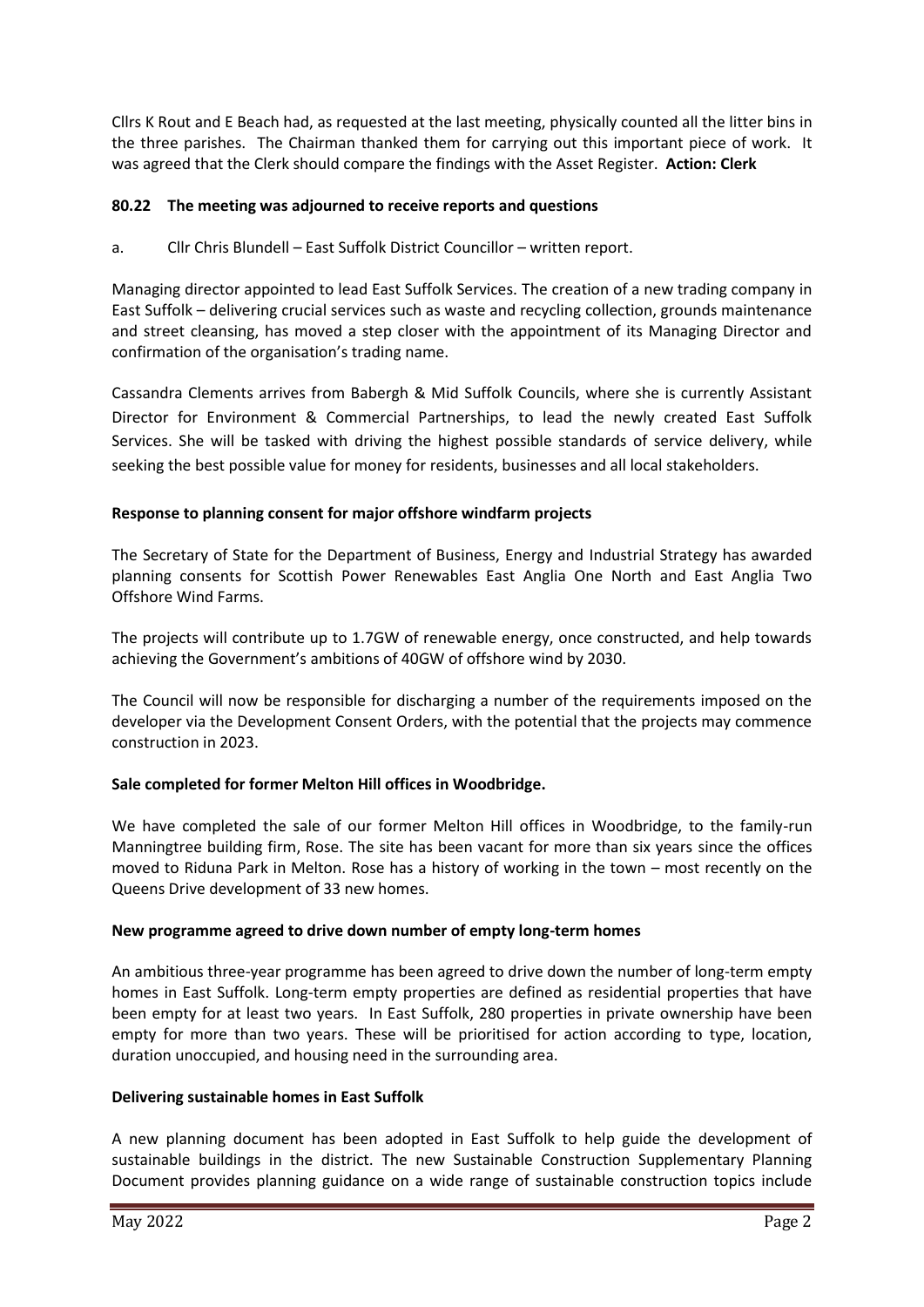Cllrs K Rout and E Beach had, as requested at the last meeting, physically counted all the litter bins in the three parishes. The Chairman thanked them for carrying out this important piece of work. It was agreed that the Clerk should compare the findings with the Asset Register. **Action: Clerk**

### 80.22 The meeting was adjourned to receive reports and questions

a. Cllr Chris Blundell – East Suffolk District Councillor – written report.

Managing director appointed to lead East Suffolk Services. The creation of a new trading company in East Suffolk – delivering crucial services such as waste and recycling collection, grounds maintenance and street cleansing, has moved a step closer with the appointment of its Managing Director and confirmation of the organisation's trading name.

Cassandra Clements arrives from Babergh & Mid Suffolk Councils, where she is currently Assistant Director for Environment & Commercial Partnerships, to lead the newly created East Suffolk Services. She will be tasked with driving the highest possible standards of service delivery, while seeking the best possible value for money for residents, businesses and all local stakeholders.

**Response to planning consent for major offshore windfarm projects**

The Secretary of State for the Department of Business, Energy and Industrial Strategy has awarded planning consents for Scottish Power Renewables East Anglia One North and East Anglia Two Offshore Wind Farms.

The projects will contribute up to 1.7GW of renewable energy, once constructed, and help towards achieving the Government's ambitions of 40GW of offshore wind by 2030.

The Council will now be responsible for discharging a number of the requirements imposed on the developer via the Development Consent Orders, with the potential that the projects may commence construction in 2023.

**Sale completed for former Melton Hill offices in Woodbridge.**

We have completed the sale of our former Melton Hill offices in Woodbridge, to the family-run Manningtree building firm, Rose. The site has been vacant for more than six years since the offices moved to Riduna Park in Melton. Rose has a history of working in the town – most recently on the Queens Drive development of 33 new homes.

**New programme agreed to drive down number of empty long-term homes**

An ambitious three-year programme has been agreed to drive down the number of long-term empty homes in East Suffolk. Long-term empty properties are defined as residential properties that have been empty for at least two years. In East Suffolk, 280 properties in private ownership have been empty for more than two years. These will be prioritised for action according to type, location, duration unoccupied, and housing need in the surrounding area.

**Delivering sustainable homes in East Suffolk**

A new planning document has been adopted in East Suffolk to help guide the development of sustainable buildings in the district. The new Sustainable Construction Supplementary Planning Document provides planning guidance on a wide range of sustainable construction topics include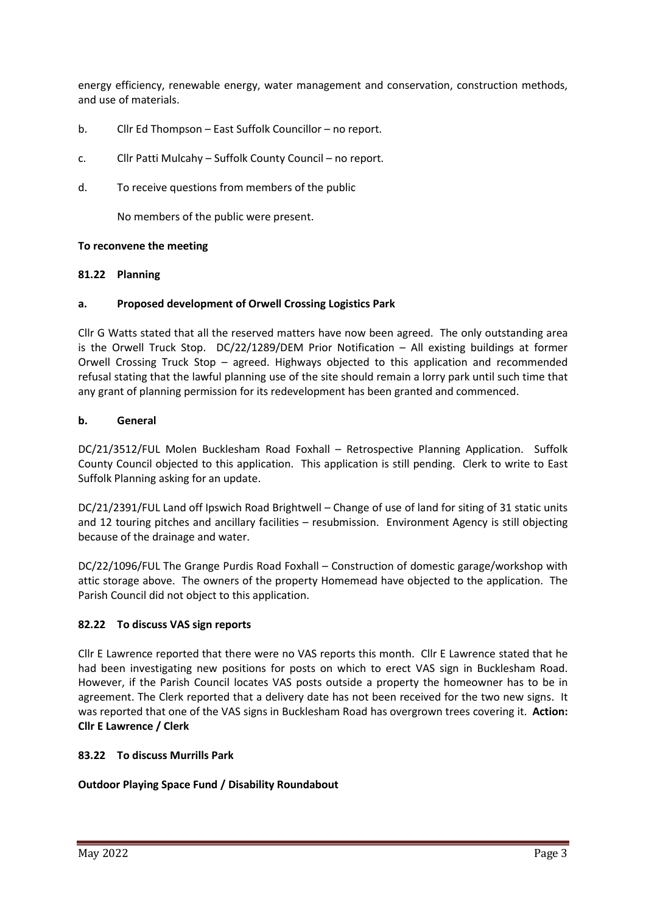energy efficiency, renewable energy, water management and conservation, construction methods, and use of materials.

b. Cllr Ed Thompson – East Suffolk Councillor – no report.

c. Cllr Patti Mulcahy – Suffolk County Council – no report.

d. To receive questions from members of the public

No members of the public were present.

**To reconvene the meeting**

**81.22 Planning**

**a. Proposed development of Orwell Crossing Logistics Park**

Cllr G Watts stated that all the reserved matters have now been agreed. The only outstanding area is the Orwell Truck Stop. DC/22/1289/DEM Prior Notification – All existing buildings at former Orwell Crossing Truck Stop – agreed. Highways objected to this application and recommended refusal stating that the lawful planning use of the site should remain a lorry park until such time that any grant of planning permission for its redevelopment has been granted and commenced.

**b. General**

DC/21/3512/FUL Molen Bucklesham Road Foxhall – Retrospective Planning Application. Suffolk County Council objected to this application. This application is still pending. Clerk to write to East Suffolk Planning asking for an update.

DC/21/2391/FUL Land off Ipswich Road Brightwell – Change of use of land for siting of 31 static units and 12 touring pitches and ancillary facilities – resubmission. Environment Agency is still objecting because of the drainage and water.

DC/22/1096/FUL The Grange Purdis Road Foxhall – Construction of domestic garage/workshop with attic storage above. The owners of the property Homemead have objected to the application. The Parish Council did not object to this application.

**82.22 To discuss VAS sign reports**

Cllr E Lawrence reported that there were no VAS reports this month. Cllr E Lawrence stated that he had been investigating new positions for posts on which to erect VAS sign in Bucklesham Road. However, if the Parish Council locates VAS posts outside a property the homeowner has to be in agreement. The Clerk reported that a delivery date has not been received for the two new signs. It was reported that one of the VAS signs in Bucklesham Road has overgrown trees covering it. **Action: Cllr E Lawrence / Clerk**

**83.22 To discuss Murrills Park**

**Outdoor Playing Space Fund / Disability Roundabout**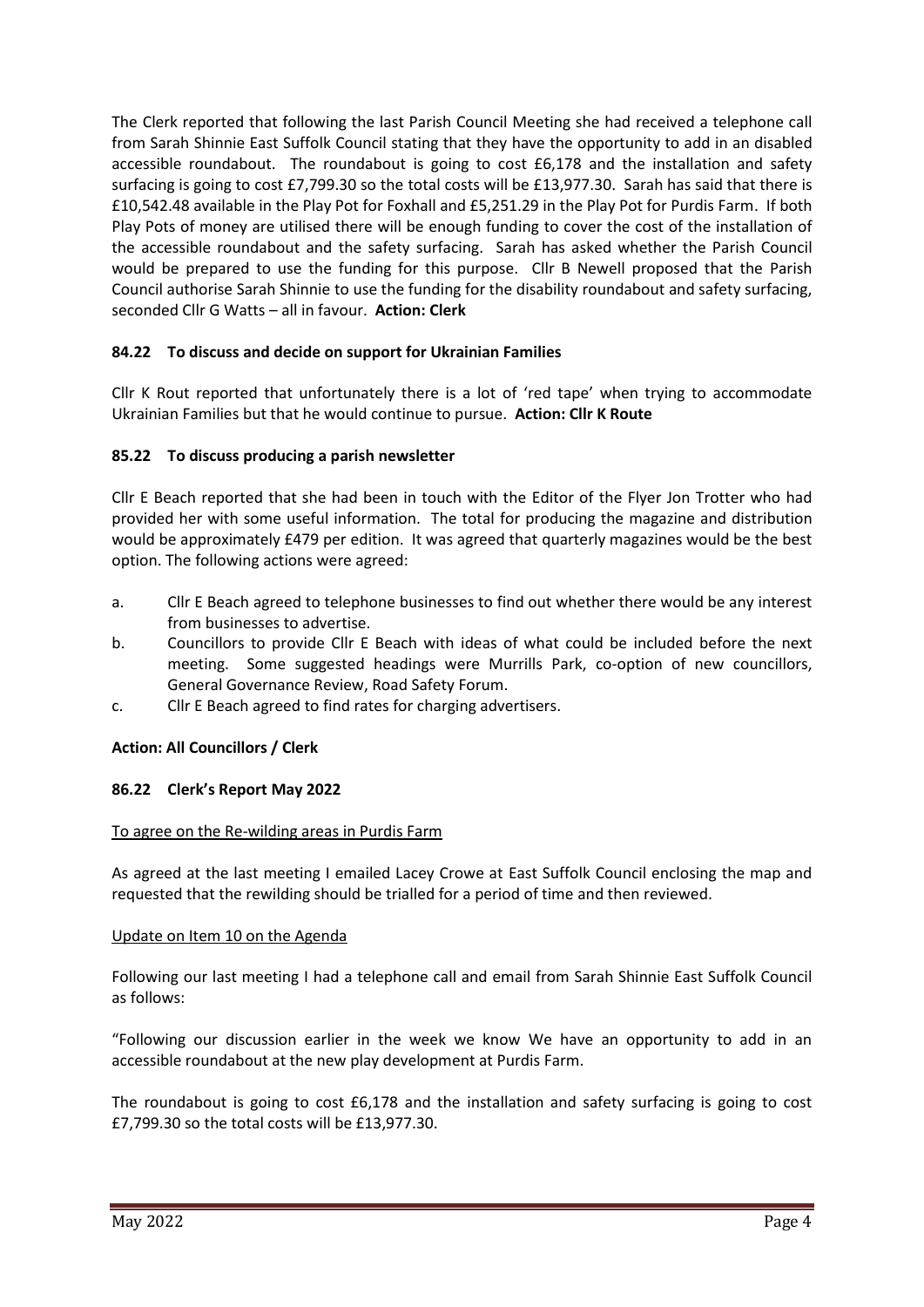The Clerk reported that following the last Parish Council Meeting she had received a telephone call from Sarah Shinnie East Suffolk Council stating that they have the opportunity to add in an disabled accessible roundabout. The roundabout is going to cost £6,178 and the installation and safety surfacing is going to cost £7,799.30 so the total costs will be £13,977.30. Sarah has said that there is £10,542.48 available in the Play Pot for Foxhall and £5,251.29 in the Play Pot for Purdis Farm. If both Play Pots of money are utilised there will be enough funding to cover the cost of the installation of the accessible roundabout and the safety surfacing. Sarah has asked whether the Parish Council would be prepared to use the funding for this purpose. Cllr B Newell proposed that the Parish Council authorise Sarah Shinnie to use the funding for the disability roundabout and safety surfacing, seconded Cllr G Watts – all in favour. **Action: Clerk**

### 84.22 To discuss and decide on support for Ukrainian Families

Cllr K Rout reported that unfortunately there is a lot of 'red tape' when trying to accommodate Ukrainian Families but that he would continue to pursue. **Action: Cllr K Route**

### 85.22 To discuss producing a parish newsletter

Cllr E Beach reported that she had been in touch with the Editor of the Flyer Jon Trotter who had provided her with some useful information. The total for producing the magazine and distribution would be approximately £479 per edition. It was agreed that quarterly magazines would be the best option. The following actions were agreed:

a. Cllr E Beach agreed to telephone businesses to find out whether there would be any interest from businesses to advertise.
b. Councillors to provide Cllr E Beach with ideas of what could be included before the next meeting. Some suggested headings were Murrills Park, co-option of new councillors, General Governance Review, Road Safety Forum.
c. Cllr E Beach agreed to find rates for charging advertisers.

**Action: All Councillors / Clerk**

### 86.22 Clerk's Report May 2022

To agree on the Re-wilding areas in Purdis Farm

As agreed at the last meeting I emailed Lacey Crowe at East Suffolk Council enclosing the map and requested that the rewilding should be trialled for a period of time and then reviewed.

Update on Item 10 on the Agenda

Following our last meeting I had a telephone call and email from Sarah Shinnie East Suffolk Council as follows:

"Following our discussion earlier in the week we know We have an opportunity to add in an accessible roundabout at the new play development at Purdis Farm.

The roundabout is going to cost £6,178 and the installation and safety surfacing is going to cost £7,799.30 so the total costs will be £13,977.30.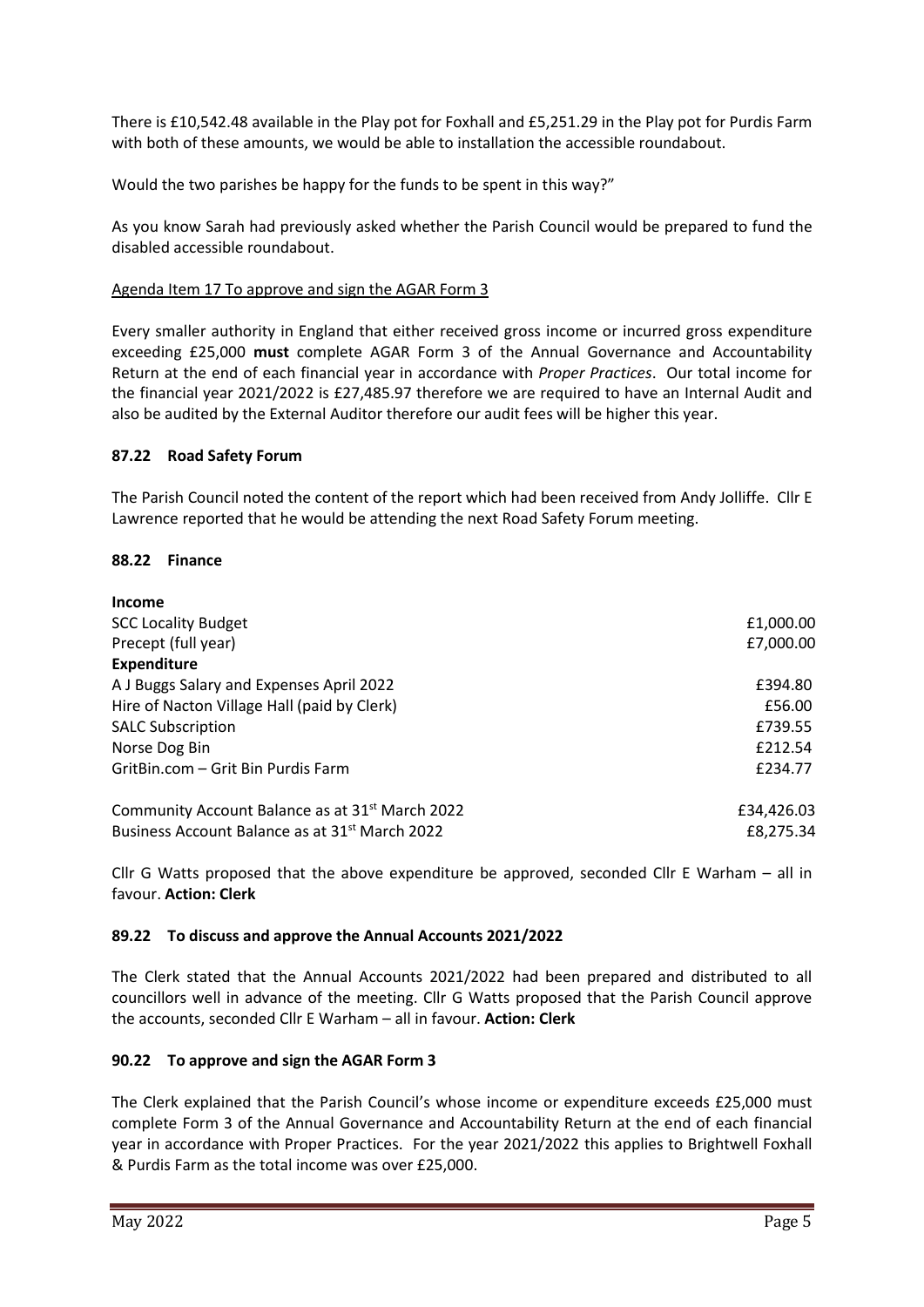There is £10,542.48 available in the Play pot for Foxhall and £5,251.29 in the Play pot for Purdis Farm with both of these amounts, we would be able to installation the accessible roundabout.

Would the two parishes be happy for the funds to be spent in this way?"

As you know Sarah had previously asked whether the Parish Council would be prepared to fund the disabled accessible roundabout.

Agenda Item 17 To approve and sign the AGAR Form 3

Every smaller authority in England that either received gross income or incurred gross expenditure exceeding £25,000 **must** complete AGAR Form 3 of the Annual Governance and Accountability Return at the end of each financial year in accordance with *Proper Practices*. Our total income for the financial year 2021/2022 is £27,485.97 therefore we are required to have an Internal Audit and also be audited by the External Auditor therefore our audit fees will be higher this year.

### 87.22 Road Safety Forum

The Parish Council noted the content of the report which had been received from Andy Jolliffe. Cllr E Lawrence reported that he would be attending the next Road Safety Forum meeting.

### 88.22 Finance

| | |
|---|---|
| **Income** | |
| SCC Locality Budget | £1,000.00 |
| Precept (full year) | £7,000.00 |
| **Expenditure** | |
| A J Buggs Salary and Expenses April 2022 | £394.80 |
| Hire of Nacton Village Hall (paid by Clerk) | £56.00 |
| SALC Subscription | £739.55 |
| Norse Dog Bin | £212.54 |
| GritBin.com – Grit Bin Purdis Farm | £234.77 |
| Community Account Balance as at 31st March 2022 | £34,426.03 |
| Business Account Balance as at 31st March 2022 | £8,275.34 |

Cllr G Watts proposed that the above expenditure be approved, seconded Cllr E Warham – all in favour. **Action: Clerk**

### 89.22 To discuss and approve the Annual Accounts 2021/2022

The Clerk stated that the Annual Accounts 2021/2022 had been prepared and distributed to all councillors well in advance of the meeting. Cllr G Watts proposed that the Parish Council approve the accounts, seconded Cllr E Warham – all in favour. **Action: Clerk**

### 90.22 To approve and sign the AGAR Form 3

The Clerk explained that the Parish Council's whose income or expenditure exceeds £25,000 must complete Form 3 of the Annual Governance and Accountability Return at the end of each financial year in accordance with Proper Practices. For the year 2021/2022 this applies to Brightwell Foxhall & Purdis Farm as the total income was over £25,000.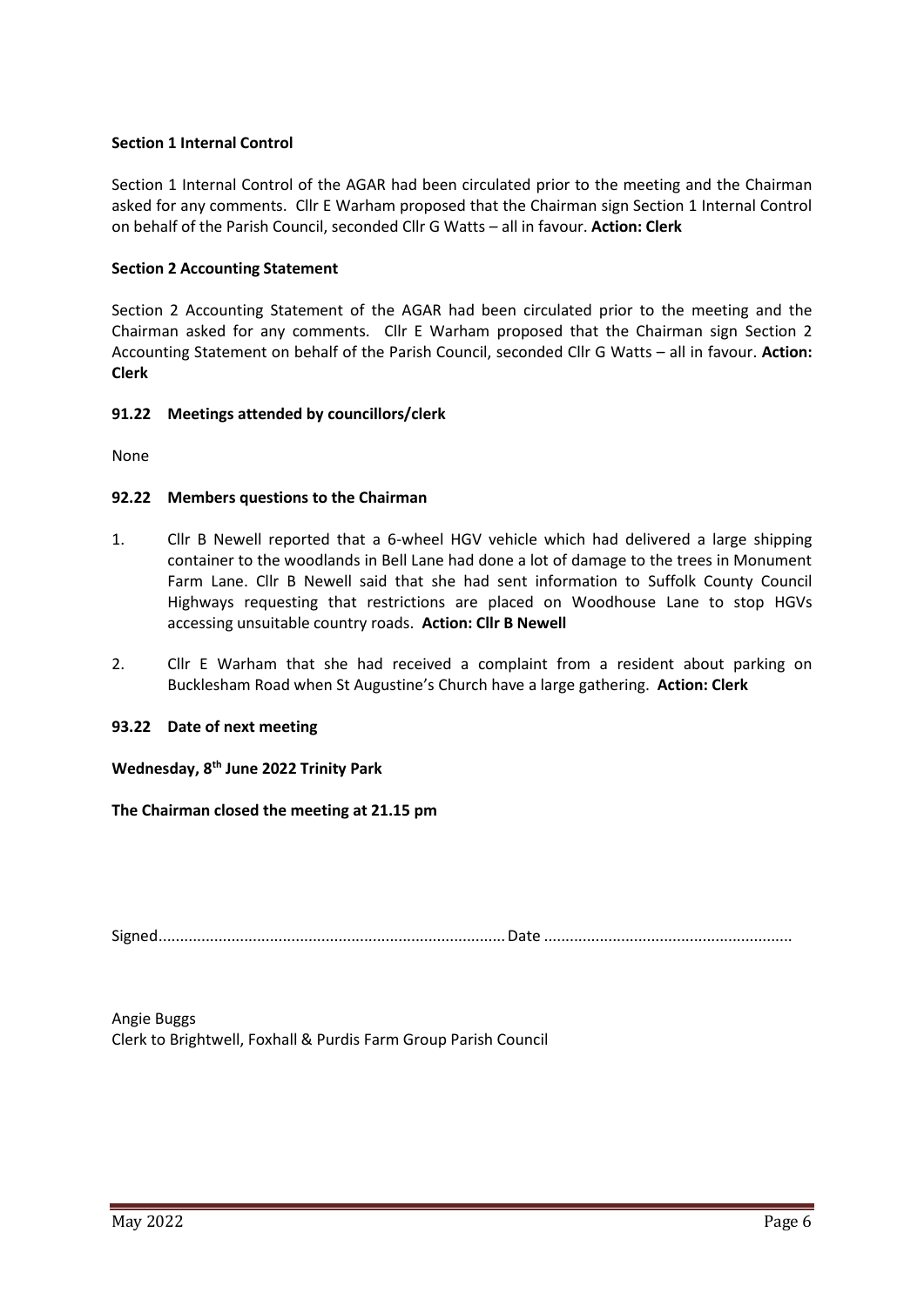**Section 1 Internal Control**

Section 1 Internal Control of the AGAR had been circulated prior to the meeting and the Chairman asked for any comments. Cllr E Warham proposed that the Chairman sign Section 1 Internal Control on behalf of the Parish Council, seconded Cllr G Watts – all in favour. **Action: Clerk**

**Section 2 Accounting Statement**

Section 2 Accounting Statement of the AGAR had been circulated prior to the meeting and the Chairman asked for any comments. Cllr E Warham proposed that the Chairman sign Section 2 Accounting Statement on behalf of the Parish Council, seconded Cllr G Watts – all in favour. **Action: Clerk**

### 91.22 Meetings attended by councillors/clerk

None

### 92.22 Members questions to the Chairman

1. Cllr B Newell reported that a 6-wheel HGV vehicle which had delivered a large shipping container to the woodlands in Bell Lane had done a lot of damage to the trees in Monument Farm Lane. Cllr B Newell said that she had sent information to Suffolk County Council Highways requesting that restrictions are placed on Woodhouse Lane to stop HGVs accessing unsuitable country roads. **Action: Cllr B Newell**

2. Cllr E Warham that she had received a complaint from a resident about parking on Bucklesham Road when St Augustine's Church have a large gathering. **Action: Clerk**

### 93.22 Date of next meeting

**Wednesday, 8th June 2022 Trinity Park**

**The Chairman closed the meeting at 21.15 pm**

Signed................................................................................ Date .........................................................

Angie Buggs
Clerk to Brightwell, Foxhall & Purdis Farm Group Parish Council